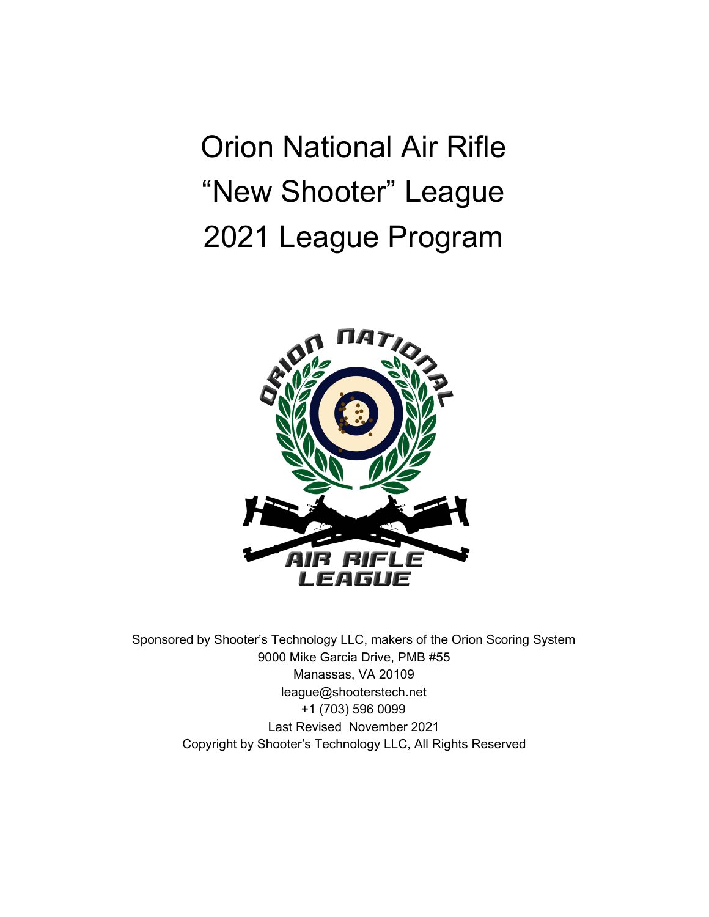# Orion National Air Rifle
# "New Shooter" League
# 2021 League Program

Sponsored by Shooter's Technology LLC, makers of the Orion Scoring System
9000 Mike Garcia Drive, PMB #55
Manassas, VA 20109
league@shooterstech.net
+1 (703) 596 0099
Last Revised November 2021
Copyright by Shooter's Technology LLC, All Rights Reserved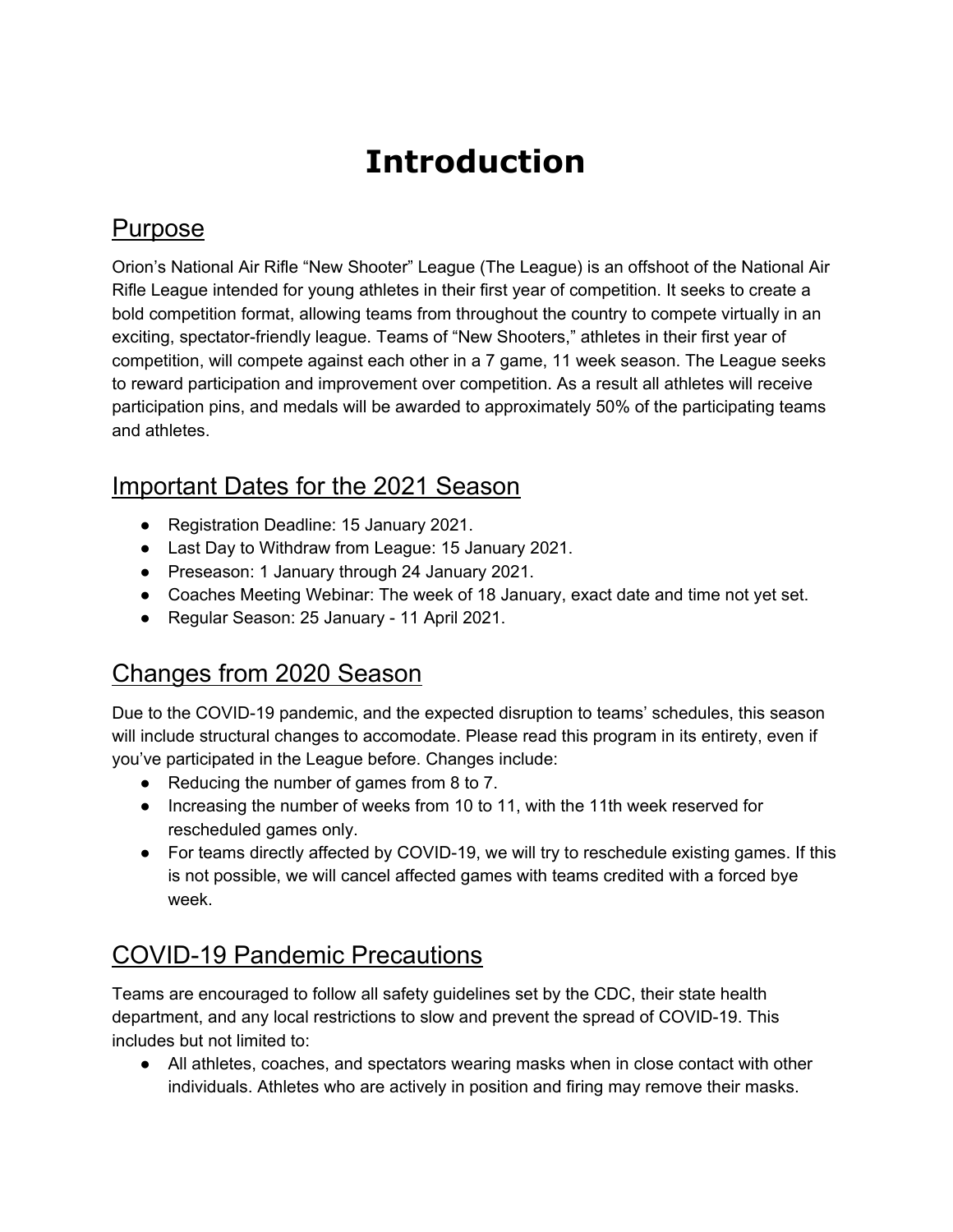# Introduction

## Purpose

Orion's National Air Rifle "New Shooter" League (The League) is an offshoot of the National Air Rifle League intended for young athletes in their first year of competition. It seeks to create a bold competition format, allowing teams from throughout the country to compete virtually in an exciting, spectator-friendly league. Teams of "New Shooters," athletes in their first year of competition, will compete against each other in a 7 game, 11 week season. The League seeks to reward participation and improvement over competition. As a result all athletes will receive participation pins, and medals will be awarded to approximately 50% of the participating teams and athletes.

## Important Dates for the 2021 Season

- Registration Deadline: 15 January 2021.
- Last Day to Withdraw from League: 15 January 2021.
- Preseason: 1 January through 24 January 2021.
- Coaches Meeting Webinar: The week of 18 January, exact date and time not yet set.
- Regular Season: 25 January - 11 April 2021.

## Changes from 2020 Season

Due to the COVID-19 pandemic, and the expected disruption to teams' schedules, this season will include structural changes to accomodate. Please read this program in its entirety, even if you've participated in the League before. Changes include:

- Reducing the number of games from 8 to 7.
- Increasing the number of weeks from 10 to 11, with the 11th week reserved for rescheduled games only.
- For teams directly affected by COVID-19, we will try to reschedule existing games. If this is not possible, we will cancel affected games with teams credited with a forced bye week.

## COVID-19 Pandemic Precautions

Teams are encouraged to follow all safety guidelines set by the CDC, their state health department, and any local restrictions to slow and prevent the spread of COVID-19. This includes but not limited to:

- All athletes, coaches, and spectators wearing masks when in close contact with other individuals. Athletes who are actively in position and firing may remove their masks.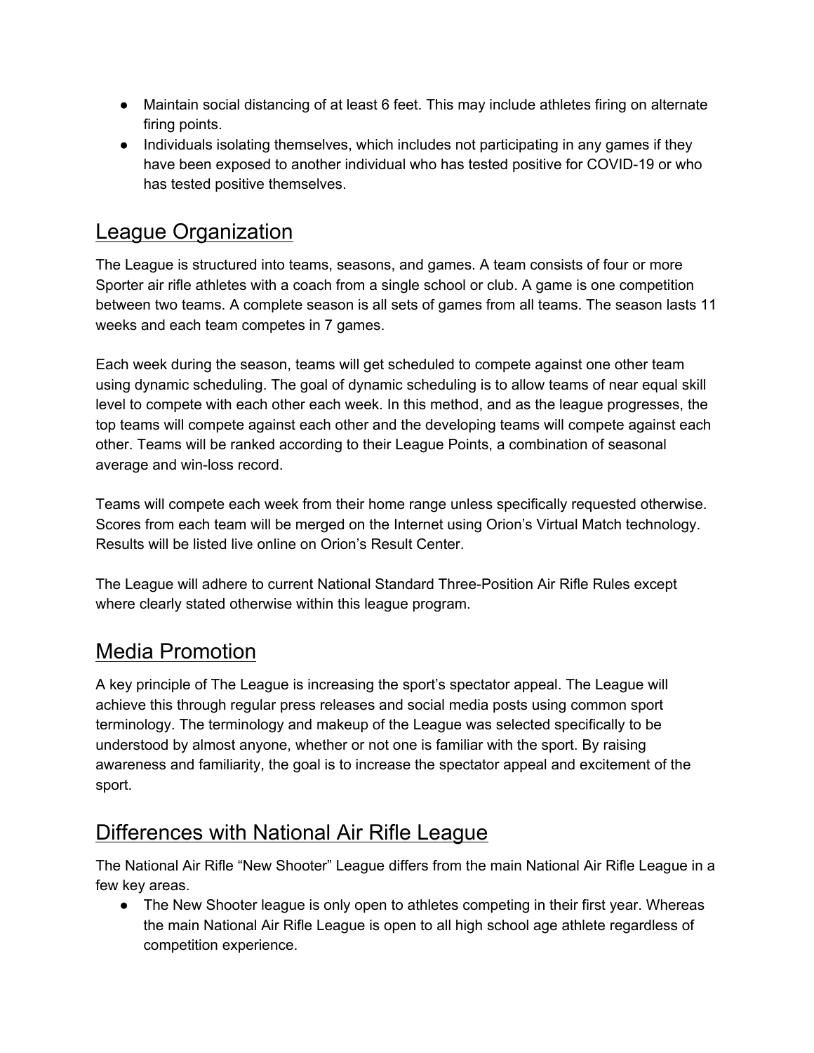- Maintain social distancing of at least 6 feet. This may include athletes firing on alternate firing points.
- Individuals isolating themselves, which includes not participating in any games if they have been exposed to another individual who has tested positive for COVID-19 or who has tested positive themselves.

## League Organization

The League is structured into teams, seasons, and games. A team consists of four or more Sporter air rifle athletes with a coach from a single school or club. A game is one competition between two teams. A complete season is all sets of games from all teams. The season lasts 11 weeks and each team competes in 7 games.

Each week during the season, teams will get scheduled to compete against one other team using dynamic scheduling. The goal of dynamic scheduling is to allow teams of near equal skill level to compete with each other each week. In this method, and as the league progresses, the top teams will compete against each other and the developing teams will compete against each other. Teams will be ranked according to their League Points, a combination of seasonal average and win-loss record.

Teams will compete each week from their home range unless specifically requested otherwise. Scores from each team will be merged on the Internet using Orion's Virtual Match technology. Results will be listed live online on Orion's Result Center.

The League will adhere to current National Standard Three-Position Air Rifle Rules except where clearly stated otherwise within this league program.

## Media Promotion

A key principle of The League is increasing the sport's spectator appeal. The League will achieve this through regular press releases and social media posts using common sport terminology. The terminology and makeup of the League was selected specifically to be understood by almost anyone, whether or not one is familiar with the sport. By raising awareness and familiarity, the goal is to increase the spectator appeal and excitement of the sport.

## Differences with National Air Rifle League

The National Air Rifle "New Shooter" League differs from the main National Air Rifle League in a few key areas.

- The New Shooter league is only open to athletes competing in their first year. Whereas the main National Air Rifle League is open to all high school age athlete regardless of competition experience.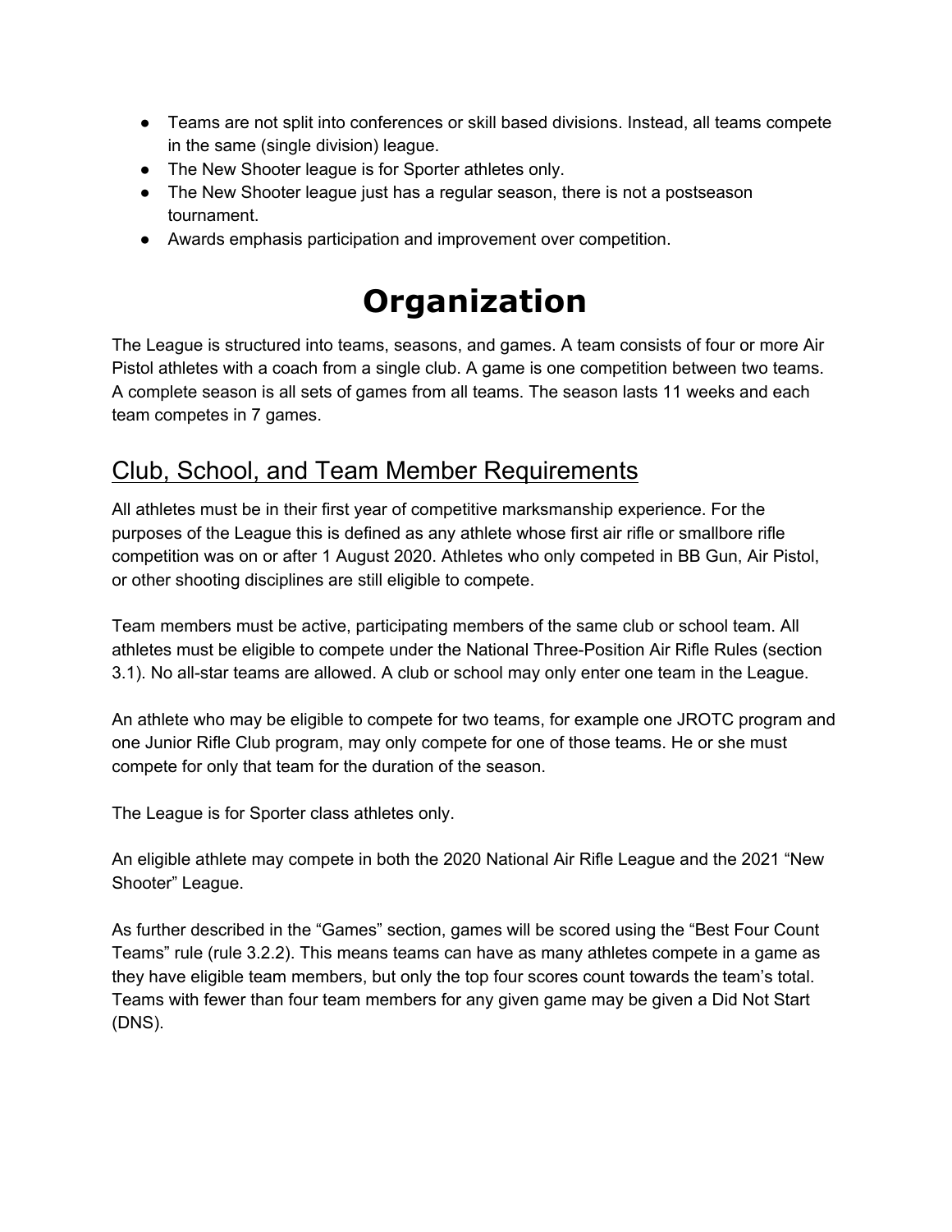- Teams are not split into conferences or skill based divisions. Instead, all teams compete in the same (single division) league.
- The New Shooter league is for Sporter athletes only.
- The New Shooter league just has a regular season, there is not a postseason tournament.
- Awards emphasis participation and improvement over competition.

# Organization

The League is structured into teams, seasons, and games. A team consists of four or more Air Pistol athletes with a coach from a single club. A game is one competition between two teams. A complete season is all sets of games from all teams. The season lasts 11 weeks and each team competes in 7 games.

## Club, School, and Team Member Requirements

All athletes must be in their first year of competitive marksmanship experience. For the purposes of the League this is defined as any athlete whose first air rifle or smallbore rifle competition was on or after 1 August 2020. Athletes who only competed in BB Gun, Air Pistol, or other shooting disciplines are still eligible to compete.

Team members must be active, participating members of the same club or school team. All athletes must be eligible to compete under the National Three-Position Air Rifle Rules (section 3.1). No all-star teams are allowed. A club or school may only enter one team in the League.

An athlete who may be eligible to compete for two teams, for example one JROTC program and one Junior Rifle Club program, may only compete for one of those teams. He or she must compete for only that team for the duration of the season.

The League is for Sporter class athletes only.

An eligible athlete may compete in both the 2020 National Air Rifle League and the 2021 "New Shooter" League.

As further described in the "Games" section, games will be scored using the "Best Four Count Teams" rule (rule 3.2.2). This means teams can have as many athletes compete in a game as they have eligible team members, but only the top four scores count towards the team's total. Teams with fewer than four team members for any given game may be given a Did Not Start (DNS).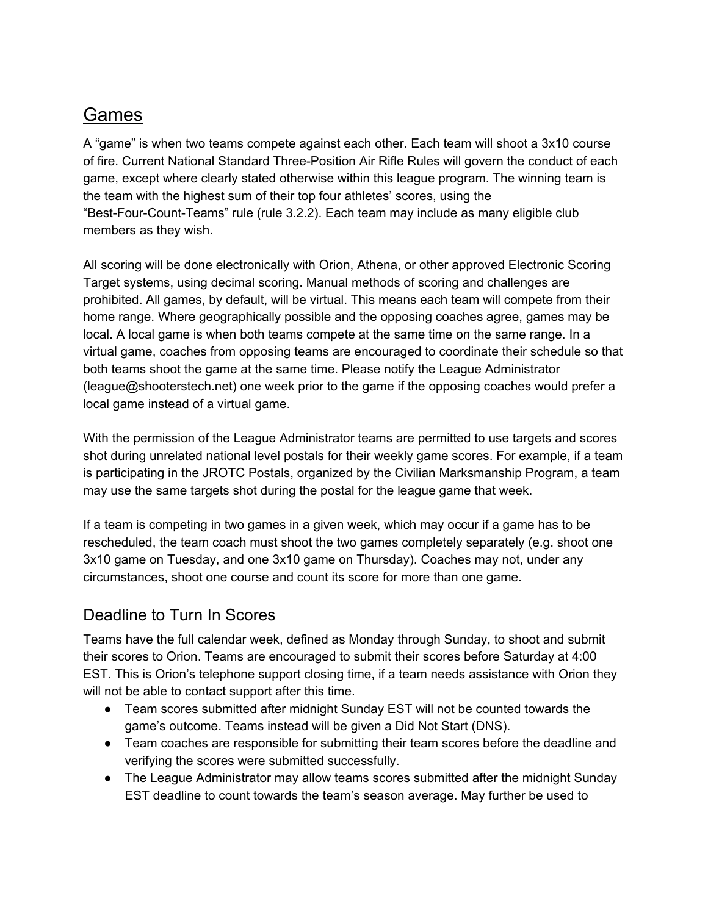## Games

A “game” is when two teams compete against each other. Each team will shoot a 3x10 course of fire. Current National Standard Three-Position Air Rifle Rules will govern the conduct of each game, except where clearly stated otherwise within this league program. The winning team is the team with the highest sum of their top four athletes’ scores, using the “Best-Four-Count-Teams” rule (rule 3.2.2). Each team may include as many eligible club members as they wish.

All scoring will be done electronically with Orion, Athena, or other approved Electronic Scoring Target systems, using decimal scoring. Manual methods of scoring and challenges are prohibited. All games, by default, will be virtual. This means each team will compete from their home range. Where geographically possible and the opposing coaches agree, games may be local. A local game is when both teams compete at the same time on the same range. In a virtual game, coaches from opposing teams are encouraged to coordinate their schedule so that both teams shoot the game at the same time. Please notify the League Administrator (league@shooterstech.net) one week prior to the game if the opposing coaches would prefer a local game instead of a virtual game.

With the permission of the League Administrator teams are permitted to use targets and scores shot during unrelated national level postals for their weekly game scores. For example, if a team is participating in the JROTC Postals, organized by the Civilian Marksmanship Program, a team may use the same targets shot during the postal for the league game that week.

If a team is competing in two games in a given week, which may occur if a game has to be rescheduled, the team coach must shoot the two games completely separately (e.g. shoot one 3x10 game on Tuesday, and one 3x10 game on Thursday). Coaches may not, under any circumstances, shoot one course and count its score for more than one game.

### Deadline to Turn In Scores

Teams have the full calendar week, defined as Monday through Sunday, to shoot and submit their scores to Orion. Teams are encouraged to submit their scores before Saturday at 4:00 EST. This is Orion’s telephone support closing time, if a team needs assistance with Orion they will not be able to contact support after this time.

- Team scores submitted after midnight Sunday EST will not be counted towards the game’s outcome. Teams instead will be given a Did Not Start (DNS).
- Team coaches are responsible for submitting their team scores before the deadline and verifying the scores were submitted successfully.
- The League Administrator may allow teams scores submitted after the midnight Sunday EST deadline to count towards the team’s season average. May further be used to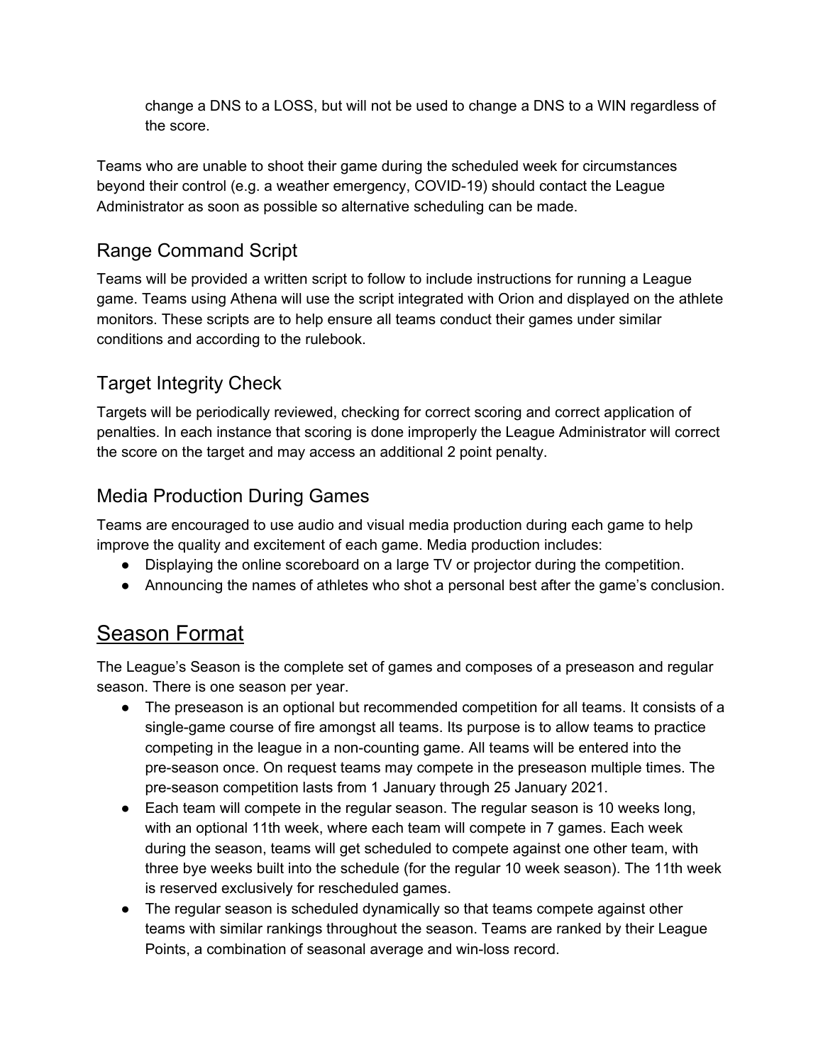change a DNS to a LOSS, but will not be used to change a DNS to a WIN regardless of the score.

Teams who are unable to shoot their game during the scheduled week for circumstances beyond their control (e.g. a weather emergency, COVID-19) should contact the League Administrator as soon as possible so alternative scheduling can be made.

## Range Command Script

Teams will be provided a written script to follow to include instructions for running a League game. Teams using Athena will use the script integrated with Orion and displayed on the athlete monitors. These scripts are to help ensure all teams conduct their games under similar conditions and according to the rulebook.

## Target Integrity Check

Targets will be periodically reviewed, checking for correct scoring and correct application of penalties. In each instance that scoring is done improperly the League Administrator will correct the score on the target and may access an additional 2 point penalty.

## Media Production During Games

Teams are encouraged to use audio and visual media production during each game to help improve the quality and excitement of each game. Media production includes:

- Displaying the online scoreboard on a large TV or projector during the competition.
- Announcing the names of athletes who shot a personal best after the game's conclusion.

# Season Format

The League's Season is the complete set of games and composes of a preseason and regular season. There is one season per year.

- The preseason is an optional but recommended competition for all teams. It consists of a single-game course of fire amongst all teams. Its purpose is to allow teams to practice competing in the league in a non-counting game. All teams will be entered into the pre-season once. On request teams may compete in the preseason multiple times. The pre-season competition lasts from 1 January through 25 January 2021.
- Each team will compete in the regular season. The regular season is 10 weeks long, with an optional 11th week, where each team will compete in 7 games. Each week during the season, teams will get scheduled to compete against one other team, with three bye weeks built into the schedule (for the regular 10 week season). The 11th week is reserved exclusively for rescheduled games.
- The regular season is scheduled dynamically so that teams compete against other teams with similar rankings throughout the season. Teams are ranked by their League Points, a combination of seasonal average and win-loss record.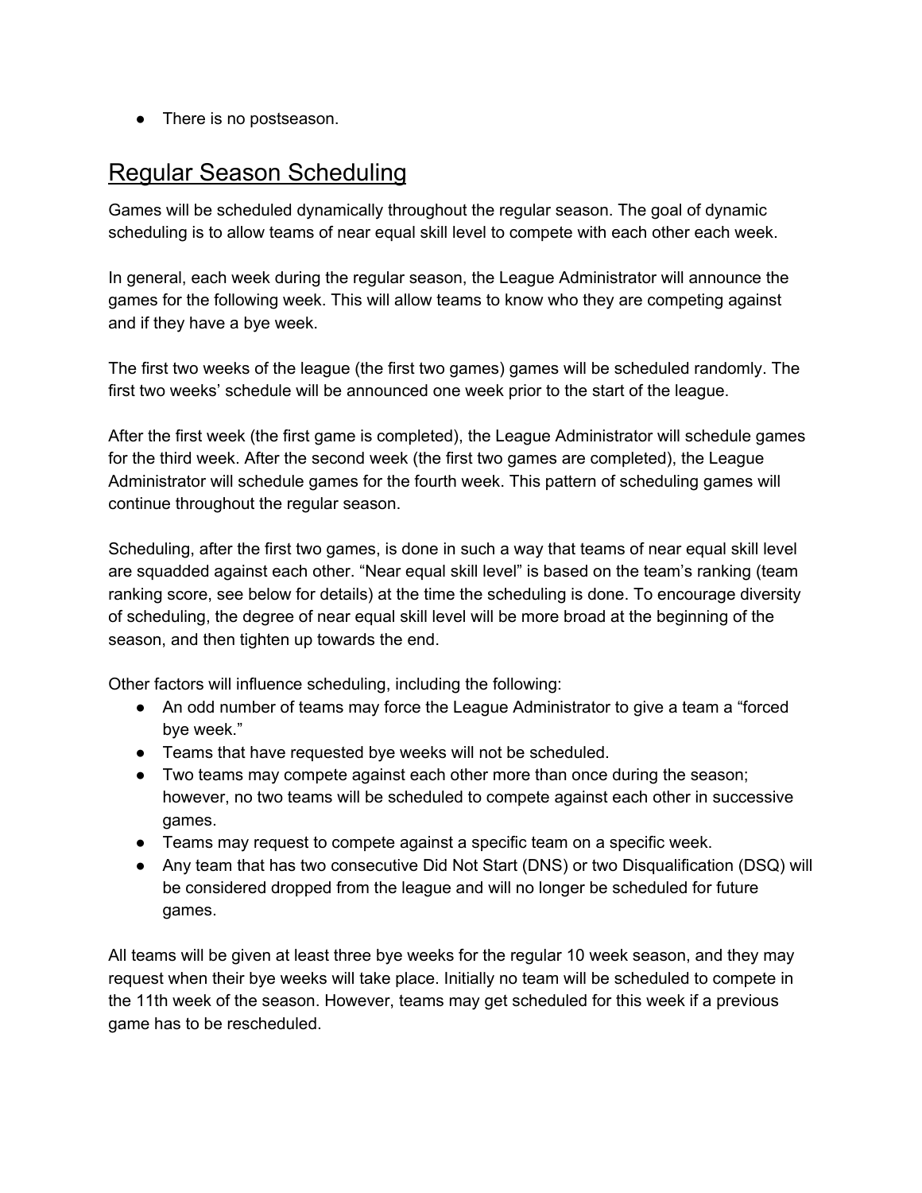- There is no postseason.

## Regular Season Scheduling

Games will be scheduled dynamically throughout the regular season. The goal of dynamic scheduling is to allow teams of near equal skill level to compete with each other each week.

In general, each week during the regular season, the League Administrator will announce the games for the following week. This will allow teams to know who they are competing against and if they have a bye week.

The first two weeks of the league (the first two games) games will be scheduled randomly. The first two weeks' schedule will be announced one week prior to the start of the league.

After the first week (the first game is completed), the League Administrator will schedule games for the third week. After the second week (the first two games are completed), the League Administrator will schedule games for the fourth week. This pattern of scheduling games will continue throughout the regular season.

Scheduling, after the first two games, is done in such a way that teams of near equal skill level are squadded against each other. "Near equal skill level" is based on the team's ranking (team ranking score, see below for details) at the time the scheduling is done. To encourage diversity of scheduling, the degree of near equal skill level will be more broad at the beginning of the season, and then tighten up towards the end.

Other factors will influence scheduling, including the following:

- An odd number of teams may force the League Administrator to give a team a "forced bye week."
- Teams that have requested bye weeks will not be scheduled.
- Two teams may compete against each other more than once during the season; however, no two teams will be scheduled to compete against each other in successive games.
- Teams may request to compete against a specific team on a specific week.
- Any team that has two consecutive Did Not Start (DNS) or two Disqualification (DSQ) will be considered dropped from the league and will no longer be scheduled for future games.

All teams will be given at least three bye weeks for the regular 10 week season, and they may request when their bye weeks will take place. Initially no team will be scheduled to compete in the 11th week of the season. However, teams may get scheduled for this week if a previous game has to be rescheduled.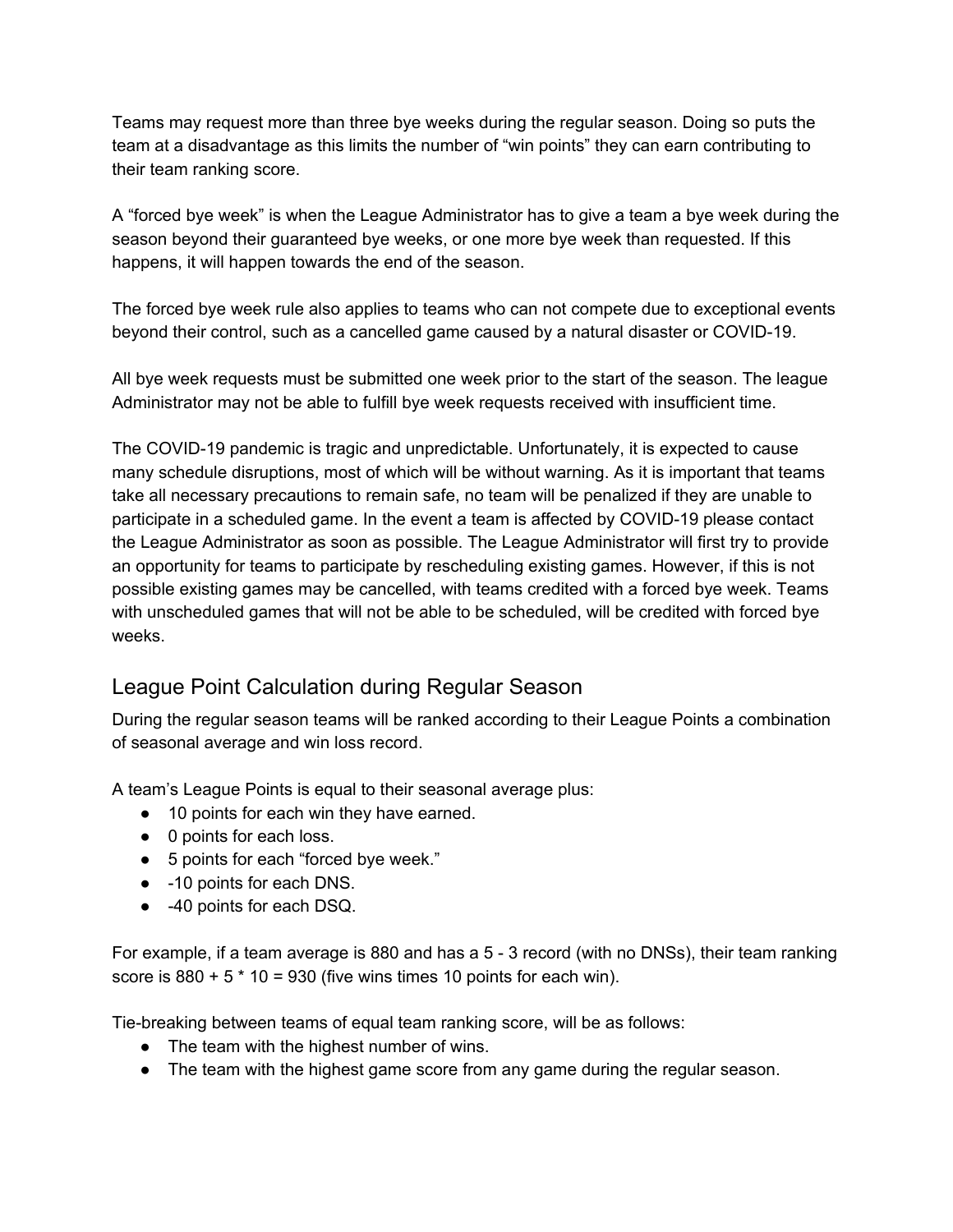Teams may request more than three bye weeks during the regular season. Doing so puts the team at a disadvantage as this limits the number of “win points” they can earn contributing to their team ranking score.

A “forced bye week” is when the League Administrator has to give a team a bye week during the season beyond their guaranteed bye weeks, or one more bye week than requested. If this happens, it will happen towards the end of the season.

The forced bye week rule also applies to teams who can not compete due to exceptional events beyond their control, such as a cancelled game caused by a natural disaster or COVID-19.

All bye week requests must be submitted one week prior to the start of the season. The league Administrator may not be able to fulfill bye week requests received with insufficient time.

The COVID-19 pandemic is tragic and unpredictable. Unfortunately, it is expected to cause many schedule disruptions, most of which will be without warning. As it is important that teams take all necessary precautions to remain safe, no team will be penalized if they are unable to participate in a scheduled game. In the event a team is affected by COVID-19 please contact the League Administrator as soon as possible. The League Administrator will first try to provide an opportunity for teams to participate by rescheduling existing games. However, if this is not possible existing games may be cancelled, with teams credited with a forced bye week. Teams with unscheduled games that will not be able to be scheduled, will be credited with forced bye weeks.

## League Point Calculation during Regular Season

During the regular season teams will be ranked according to their League Points a combination of seasonal average and win loss record.

A team’s League Points is equal to their seasonal average plus:

- 10 points for each win they have earned.
- 0 points for each loss.
- 5 points for each “forced bye week.”
- -10 points for each DNS.
- -40 points for each DSQ.

For example, if a team average is 880 and has a 5 - 3 record (with no DNSs), their team ranking score is 880 + 5 * 10 = 930 (five wins times 10 points for each win).

Tie-breaking between teams of equal team ranking score, will be as follows:

- The team with the highest number of wins.
- The team with the highest game score from any game during the regular season.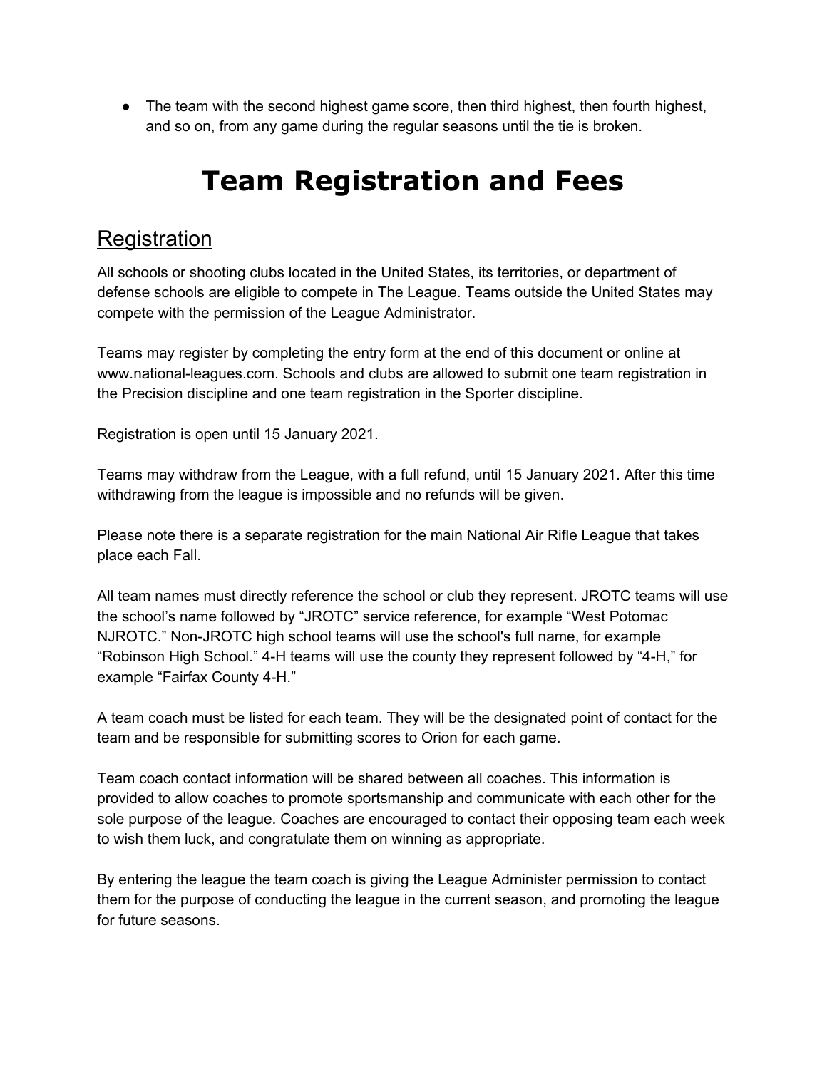- The team with the second highest game score, then third highest, then fourth highest, and so on, from any game during the regular seasons until the tie is broken.

# Team Registration and Fees

## Registration

All schools or shooting clubs located in the United States, its territories, or department of defense schools are eligible to compete in The League. Teams outside the United States may compete with the permission of the League Administrator.

Teams may register by completing the entry form at the end of this document or online at www.national-leagues.com. Schools and clubs are allowed to submit one team registration in the Precision discipline and one team registration in the Sporter discipline.

Registration is open until 15 January 2021.

Teams may withdraw from the League, with a full refund, until 15 January 2021. After this time withdrawing from the league is impossible and no refunds will be given.

Please note there is a separate registration for the main National Air Rifle League that takes place each Fall.

All team names must directly reference the school or club they represent. JROTC teams will use the school's name followed by "JROTC" service reference, for example "West Potomac NJROTC." Non-JROTC high school teams will use the school's full name, for example "Robinson High School." 4-H teams will use the county they represent followed by "4-H," for example "Fairfax County 4-H."

A team coach must be listed for each team. They will be the designated point of contact for the team and be responsible for submitting scores to Orion for each game.

Team coach contact information will be shared between all coaches. This information is provided to allow coaches to promote sportsmanship and communicate with each other for the sole purpose of the league. Coaches are encouraged to contact their opposing team each week to wish them luck, and congratulate them on winning as appropriate.

By entering the league the team coach is giving the League Administer permission to contact them for the purpose of conducting the league in the current season, and promoting the league for future seasons.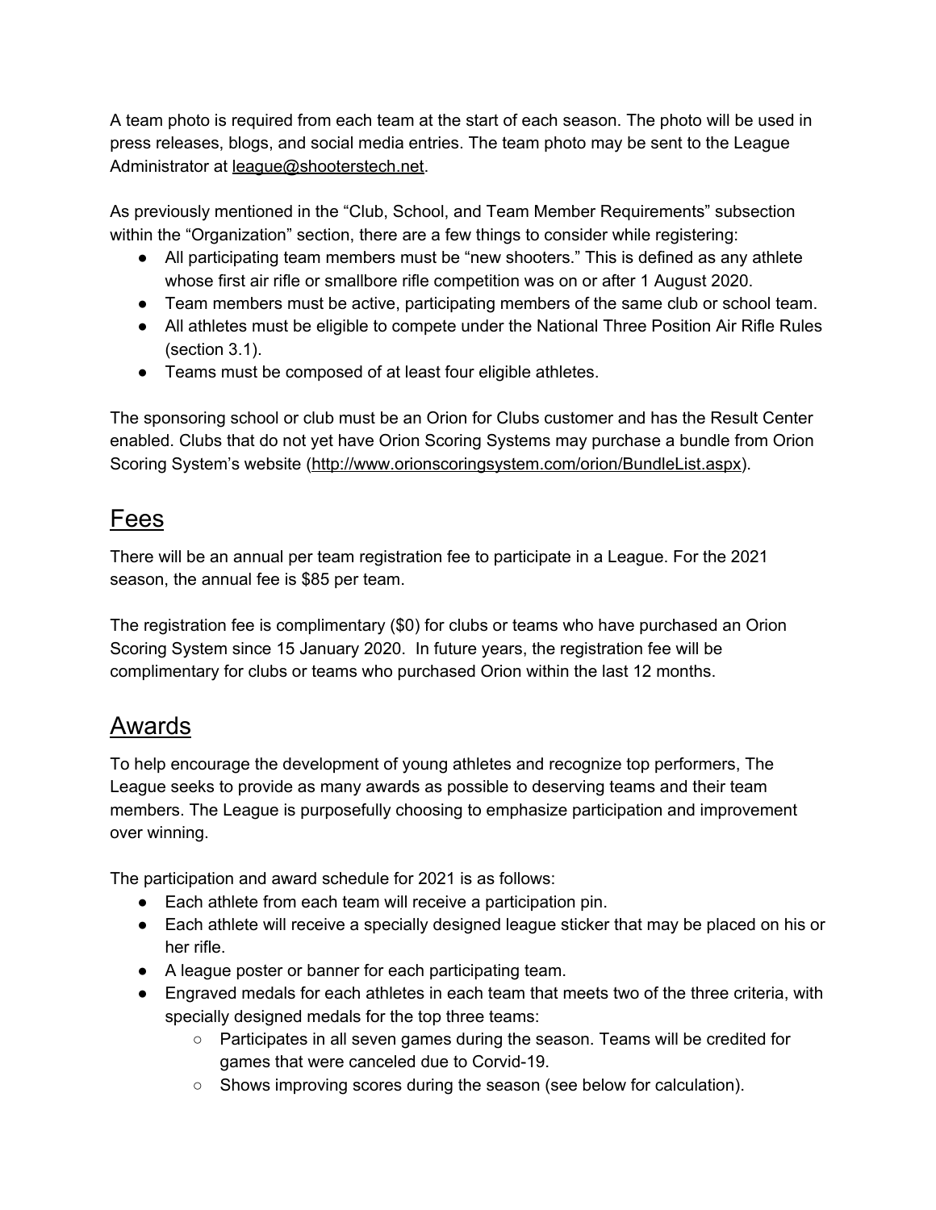A team photo is required from each team at the start of each season. The photo will be used in press releases, blogs, and social media entries. The team photo may be sent to the League Administrator at league@shooterstech.net.

As previously mentioned in the "Club, School, and Team Member Requirements" subsection within the "Organization" section, there are a few things to consider while registering:

- All participating team members must be "new shooters." This is defined as any athlete whose first air rifle or smallbore rifle competition was on or after 1 August 2020.
- Team members must be active, participating members of the same club or school team.
- All athletes must be eligible to compete under the National Three Position Air Rifle Rules (section 3.1).
- Teams must be composed of at least four eligible athletes.

The sponsoring school or club must be an Orion for Clubs customer and has the Result Center enabled. Clubs that do not yet have Orion Scoring Systems may purchase a bundle from Orion Scoring System's website (http://www.orionscoringsystem.com/orion/BundleList.aspx).

## Fees

There will be an annual per team registration fee to participate in a League. For the 2021 season, the annual fee is $85 per team.

The registration fee is complimentary ($0) for clubs or teams who have purchased an Orion Scoring System since 15 January 2020. In future years, the registration fee will be complimentary for clubs or teams who purchased Orion within the last 12 months.

## Awards

To help encourage the development of young athletes and recognize top performers, The League seeks to provide as many awards as possible to deserving teams and their team members. The League is purposefully choosing to emphasize participation and improvement over winning.

The participation and award schedule for 2021 is as follows:

- Each athlete from each team will receive a participation pin.
- Each athlete will receive a specially designed league sticker that may be placed on his or her rifle.
- A league poster or banner for each participating team.
- Engraved medals for each athletes in each team that meets two of the three criteria, with specially designed medals for the top three teams:
  - Participates in all seven games during the season. Teams will be credited for games that were canceled due to Corvid-19.
  - Shows improving scores during the season (see below for calculation).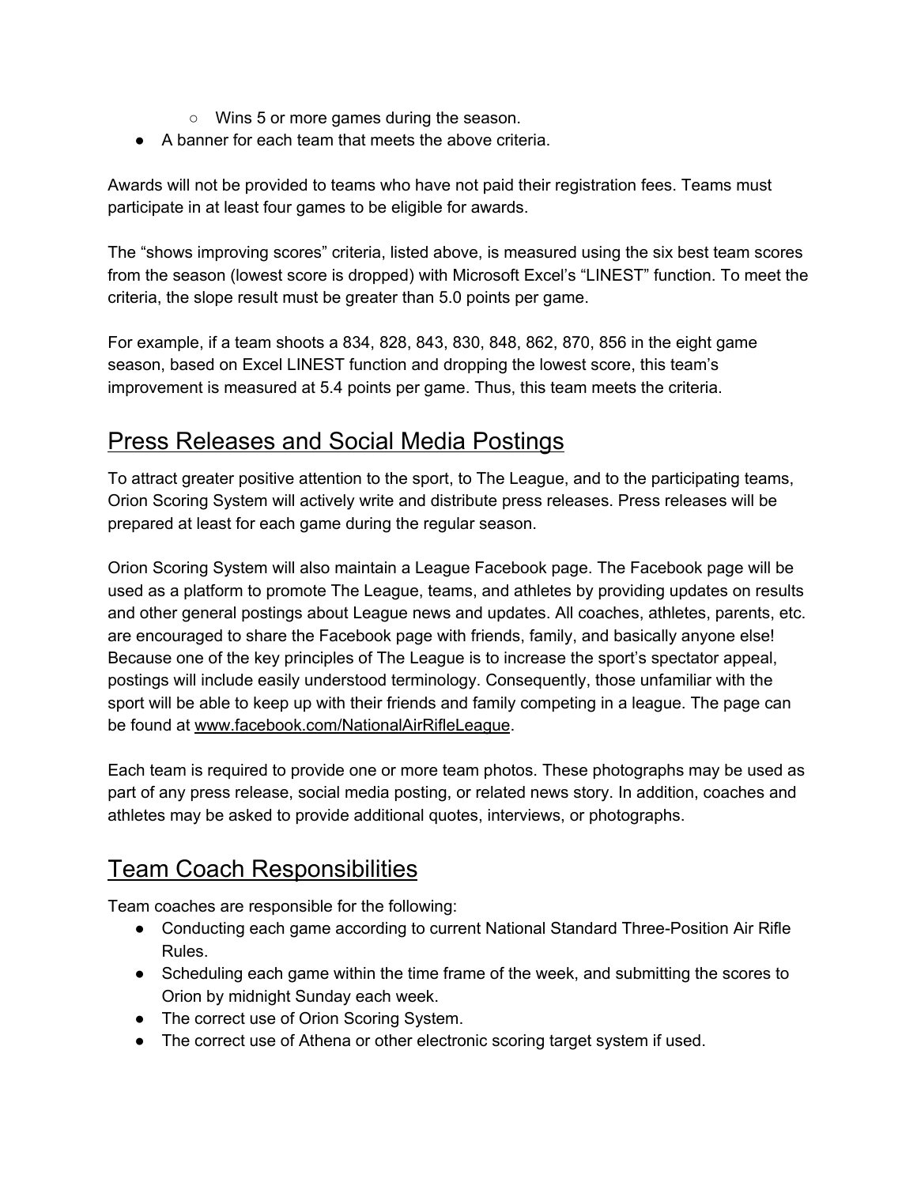- Wins 5 or more games during the season.
- A banner for each team that meets the above criteria.

Awards will not be provided to teams who have not paid their registration fees. Teams must participate in at least four games to be eligible for awards.

The “shows improving scores” criteria, listed above, is measured using the six best team scores from the season (lowest score is dropped) with Microsoft Excel’s “LINEST” function. To meet the criteria, the slope result must be greater than 5.0 points per game.

For example, if a team shoots a 834, 828, 843, 830, 848, 862, 870, 856 in the eight game season, based on Excel LINEST function and dropping the lowest score, this team’s improvement is measured at 5.4 points per game. Thus, this team meets the criteria.

## Press Releases and Social Media Postings

To attract greater positive attention to the sport, to The League, and to the participating teams, Orion Scoring System will actively write and distribute press releases. Press releases will be prepared at least for each game during the regular season.

Orion Scoring System will also maintain a League Facebook page. The Facebook page will be used as a platform to promote The League, teams, and athletes by providing updates on results and other general postings about League news and updates. All coaches, athletes, parents, etc. are encouraged to share the Facebook page with friends, family, and basically anyone else! Because one of the key principles of The League is to increase the sport’s spectator appeal, postings will include easily understood terminology. Consequently, those unfamiliar with the sport will be able to keep up with their friends and family competing in a league. The page can be found at www.facebook.com/NationalAirRifleLeague.

Each team is required to provide one or more team photos. These photographs may be used as part of any press release, social media posting, or related news story. In addition, coaches and athletes may be asked to provide additional quotes, interviews, or photographs.

## Team Coach Responsibilities

Team coaches are responsible for the following:

- Conducting each game according to current National Standard Three-Position Air Rifle Rules.
- Scheduling each game within the time frame of the week, and submitting the scores to Orion by midnight Sunday each week.
- The correct use of Orion Scoring System.
- The correct use of Athena or other electronic scoring target system if used.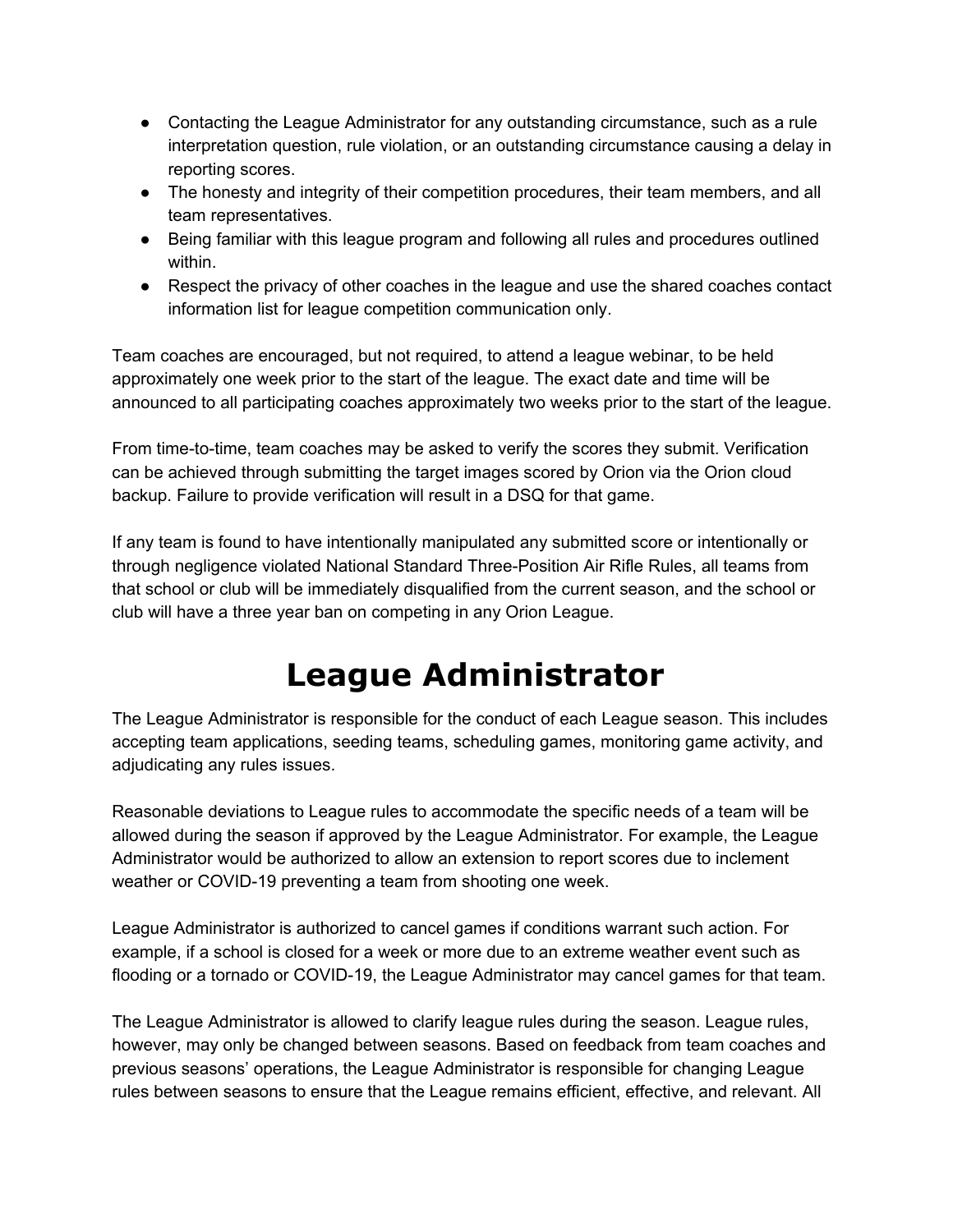- Contacting the League Administrator for any outstanding circumstance, such as a rule interpretation question, rule violation, or an outstanding circumstance causing a delay in reporting scores.
- The honesty and integrity of their competition procedures, their team members, and all team representatives.
- Being familiar with this league program and following all rules and procedures outlined within.
- Respect the privacy of other coaches in the league and use the shared coaches contact information list for league competition communication only.

Team coaches are encouraged, but not required, to attend a league webinar, to be held approximately one week prior to the start of the league. The exact date and time will be announced to all participating coaches approximately two weeks prior to the start of the league.

From time-to-time, team coaches may be asked to verify the scores they submit. Verification can be achieved through submitting the target images scored by Orion via the Orion cloud backup. Failure to provide verification will result in a DSQ for that game.

If any team is found to have intentionally manipulated any submitted score or intentionally or through negligence violated National Standard Three-Position Air Rifle Rules, all teams from that school or club will be immediately disqualified from the current season, and the school or club will have a three year ban on competing in any Orion League.

# League Administrator

The League Administrator is responsible for the conduct of each League season. This includes accepting team applications, seeding teams, scheduling games, monitoring game activity, and adjudicating any rules issues.

Reasonable deviations to League rules to accommodate the specific needs of a team will be allowed during the season if approved by the League Administrator. For example, the League Administrator would be authorized to allow an extension to report scores due to inclement weather or COVID-19 preventing a team from shooting one week.

League Administrator is authorized to cancel games if conditions warrant such action. For example, if a school is closed for a week or more due to an extreme weather event such as flooding or a tornado or COVID-19, the League Administrator may cancel games for that team.

The League Administrator is allowed to clarify league rules during the season. League rules, however, may only be changed between seasons. Based on feedback from team coaches and previous seasons' operations, the League Administrator is responsible for changing League rules between seasons to ensure that the League remains efficient, effective, and relevant. All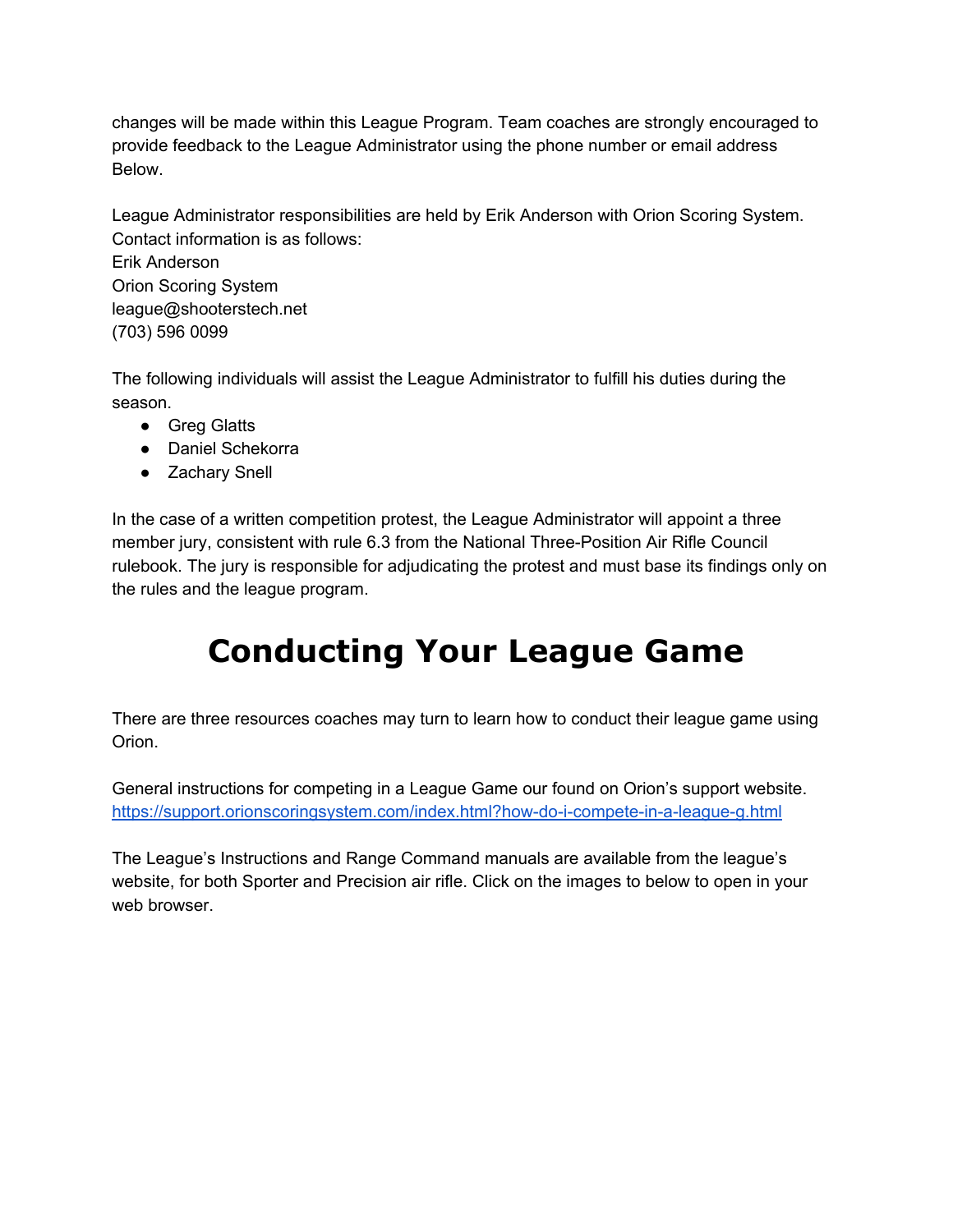changes will be made within this League Program. Team coaches are strongly encouraged to provide feedback to the League Administrator using the phone number or email address Below.

League Administrator responsibilities are held by Erik Anderson with Orion Scoring System. Contact information is as follows:
Erik Anderson
Orion Scoring System
league@shooterstech.net
(703) 596 0099

The following individuals will assist the League Administrator to fulfill his duties during the season.

- Greg Glatts
- Daniel Schekorra
- Zachary Snell

In the case of a written competition protest, the League Administrator will appoint a three member jury, consistent with rule 6.3 from the National Three-Position Air Rifle Council rulebook. The jury is responsible for adjudicating the protest and must base its findings only on the rules and the league program.

# Conducting Your League Game

There are three resources coaches may turn to learn how to conduct their league game using Orion.

General instructions for competing in a League Game our found on Orion's support website.
[https://support.orionscoringsystem.com/index.html?how-do-i-compete-in-a-league-g.html](https://support.orionscoringsystem.com/index.html?how-do-i-compete-in-a-league-g.html)

The League's Instructions and Range Command manuals are available from the league's website, for both Sporter and Precision air rifle. Click on the images to below to open in your web browser.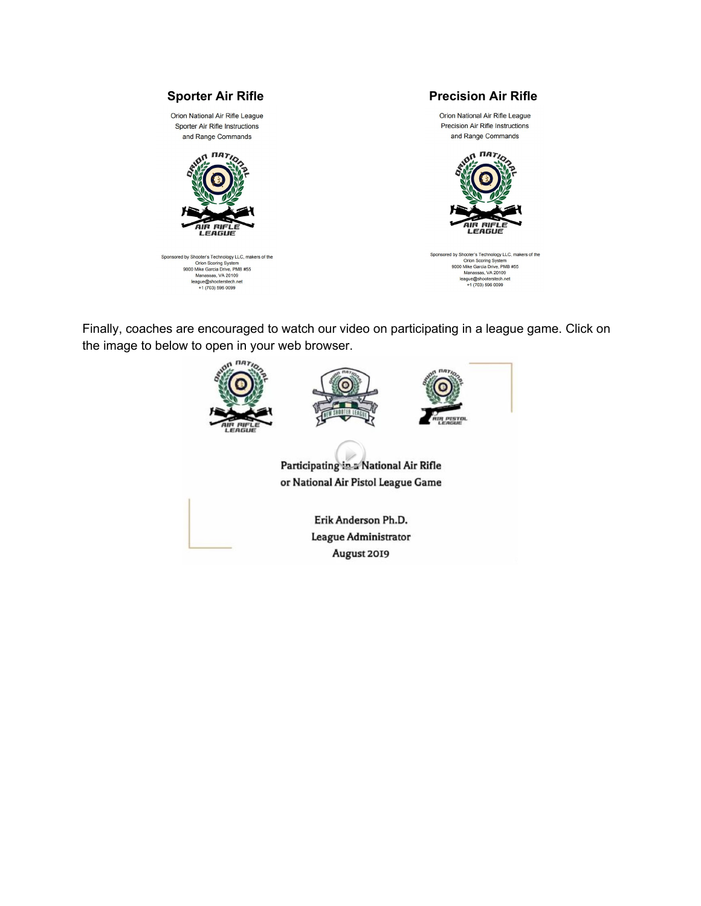## Sporter Air Rifle

Orion National Air Rifle League
Sporter Air Rifle Instructions
and Range Commands

Sponsored by Shooter's Technology LLC, makers of the
Orion Scoring System
9000 Mike Garcia Drive, PMB #55
Manassas, VA 20109
league@shooterstech.net
+1 (703) 596 0099

## Precision Air Rifle

Orion National Air Rifle League
Precision Air Rifle Instructions
and Range Commands

Sponsored by Shooter's Technology LLC, makers of the
Orion Scoring System
9000 Mike Garcia Drive, PMB #55
Manassas, VA 20109
league@shooterstech.net
+1 (703) 596 0099

Finally, coaches are encouraged to watch our video on participating in a league game. Click on the image to below to open in your web browser.

Participating in a National Air Rifle
or National Air Pistol League Game

Erik Anderson Ph.D.
League Administrator
August 2019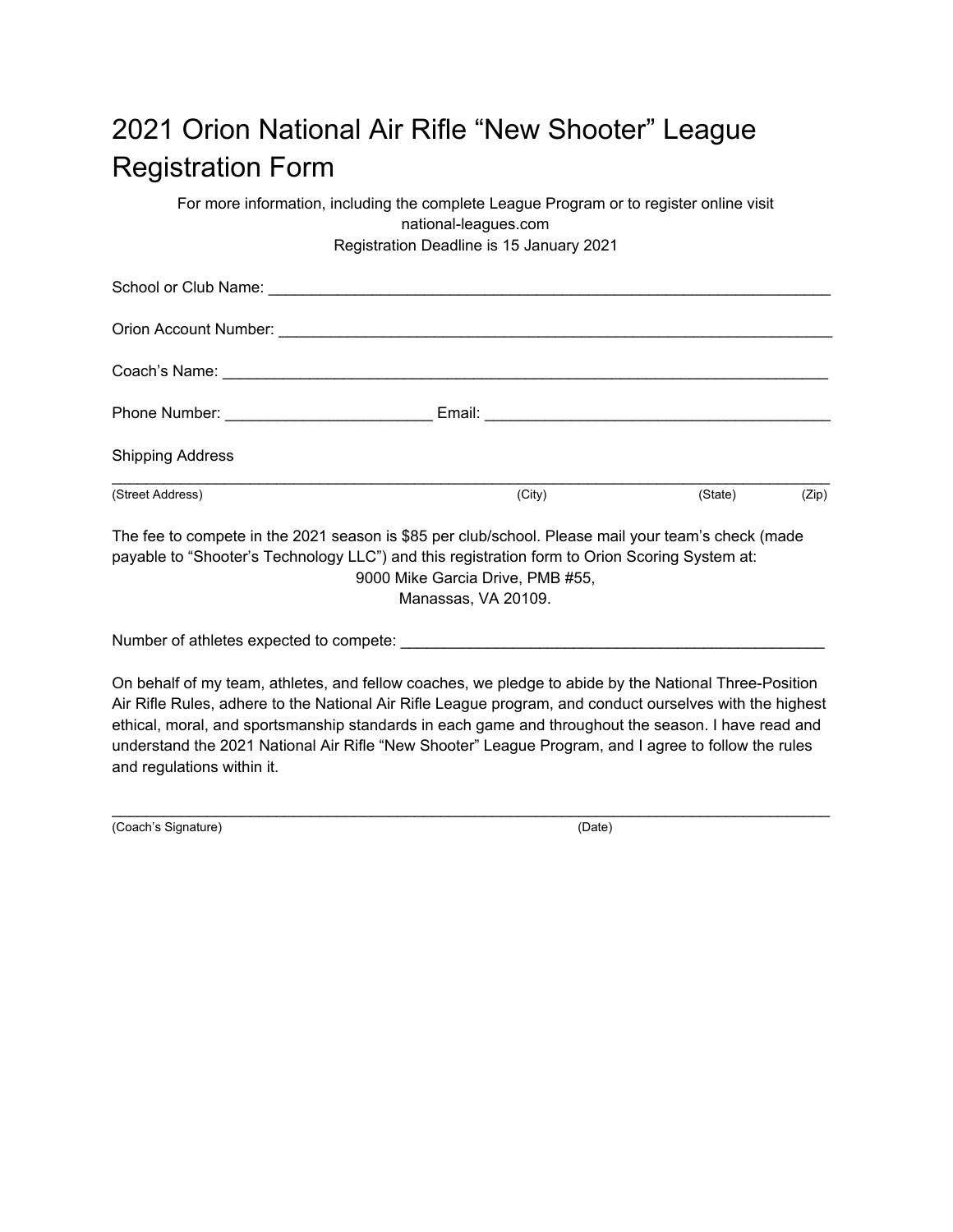# 2021 Orion National Air Rifle “New Shooter” League Registration Form

For more information, including the complete League Program or to register online visit national-leagues.com

Registration Deadline is 15 January 2021

School or Club Name: ____________________________________________________________________

Orion Account Number: ___________________________________________________________________

Coach’s Name: __________________________________________________________________________

Phone Number: _______________________ Email: _____________________________________

Shipping Address

_____________________________________________________________________________________

(Street Address) (City) (State) (Zip)

The fee to compete in the 2021 season is $85 per club/school. Please mail your team’s check (made payable to “Shooter’s Technology LLC”) and this registration form to Orion Scoring System at:

9000 Mike Garcia Drive, PMB #55,
Manassas, VA 20109.

Number of athletes expected to compete: ______________________________________________

On behalf of my team, athletes, and fellow coaches, we pledge to abide by the National Three-Position Air Rifle Rules, adhere to the National Air Rifle League program, and conduct ourselves with the highest ethical, moral, and sportsmanship standards in each game and throughout the season. I have read and understand the 2021 National Air Rifle “New Shooter” League Program, and I agree to follow the rules and regulations within it.

_____________________________________________________________________________________

(Coach’s Signature) (Date)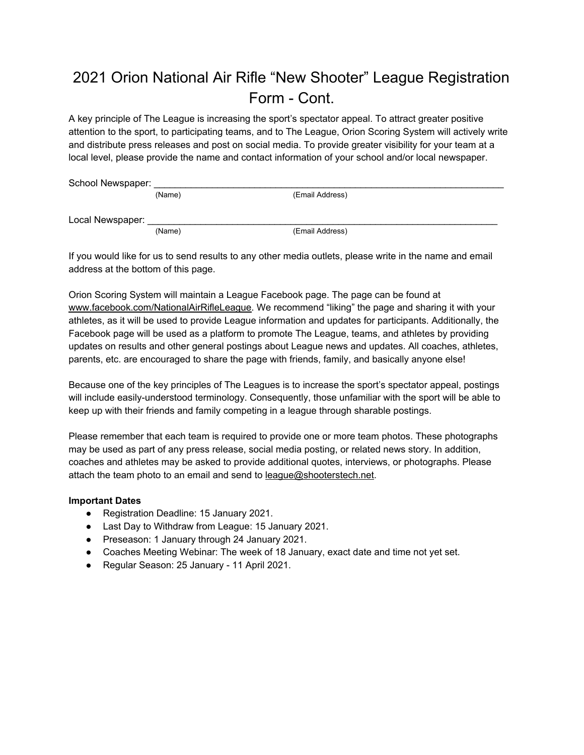# 2021 Orion National Air Rifle "New Shooter" League Registration Form - Cont.

A key principle of The League is increasing the sport's spectator appeal. To attract greater positive attention to the sport, to participating teams, and to The League, Orion Scoring System will actively write and distribute press releases and post on social media. To provide greater visibility for your team at a local level, please provide the name and contact information of your school and/or local newspaper.

School Newspaper: ______________________________________________________________________
(Name) (Email Address)

Local Newspaper: ______________________________________________________________________
(Name) (Email Address)

If you would like for us to send results to any other media outlets, please write in the name and email address at the bottom of this page.

Orion Scoring System will maintain a League Facebook page. The page can be found at www.facebook.com/NationalAirRifleLeague. We recommend "liking" the page and sharing it with your athletes, as it will be used to provide League information and updates for participants. Additionally, the Facebook page will be used as a platform to promote The League, teams, and athletes by providing updates on results and other general postings about League news and updates. All coaches, athletes, parents, etc. are encouraged to share the page with friends, family, and basically anyone else!

Because one of the key principles of The Leagues is to increase the sport's spectator appeal, postings will include easily-understood terminology. Consequently, those unfamiliar with the sport will be able to keep up with their friends and family competing in a league through sharable postings.

Please remember that each team is required to provide one or more team photos. These photographs may be used as part of any press release, social media posting, or related news story. In addition, coaches and athletes may be asked to provide additional quotes, interviews, or photographs. Please attach the team photo to an email and send to league@shooterstech.net.

**Important Dates**

- Registration Deadline: 15 January 2021.
- Last Day to Withdraw from League: 15 January 2021.
- Preseason: 1 January through 24 January 2021.
- Coaches Meeting Webinar: The week of 18 January, exact date and time not yet set.
- Regular Season: 25 January - 11 April 2021.